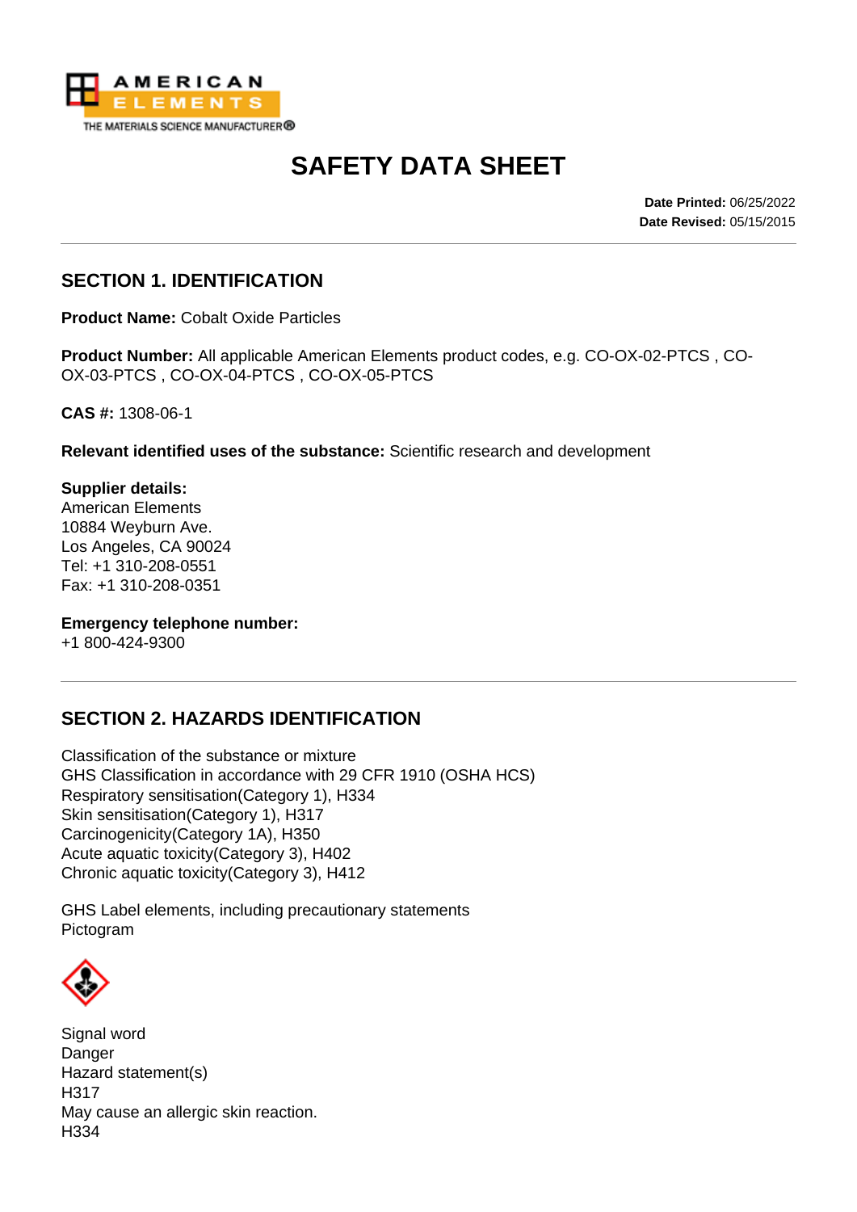# SAFETY DATA SHEET

**Date Printed:** 06/25/2022
**Date Revised:** 05/15/2015

## SECTION 1. IDENTIFICATION

**Product Name:** Cobalt Oxide Particles

**Product Number:** All applicable American Elements product codes, e.g. CO-OX-02-PTCS , CO-OX-03-PTCS , CO-OX-04-PTCS , CO-OX-05-PTCS

**CAS #:** 1308-06-1

**Relevant identified uses of the substance:** Scientific research and development

**Supplier details:**
American Elements
10884 Weyburn Ave.
Los Angeles, CA 90024
Tel: +1 310-208-0551
Fax: +1 310-208-0351

**Emergency telephone number:**
+1 800-424-9300

## SECTION 2. HAZARDS IDENTIFICATION

Classification of the substance or mixture
GHS Classification in accordance with 29 CFR 1910 (OSHA HCS)
Respiratory sensitisation(Category 1), H334
Skin sensitisation(Category 1), H317
Carcinogenicity(Category 1A), H350
Acute aquatic toxicity(Category 3), H402
Chronic aquatic toxicity(Category 3), H412

GHS Label elements, including precautionary statements
Pictogram

Signal word
Danger
Hazard statement(s)
H317
May cause an allergic skin reaction.
H334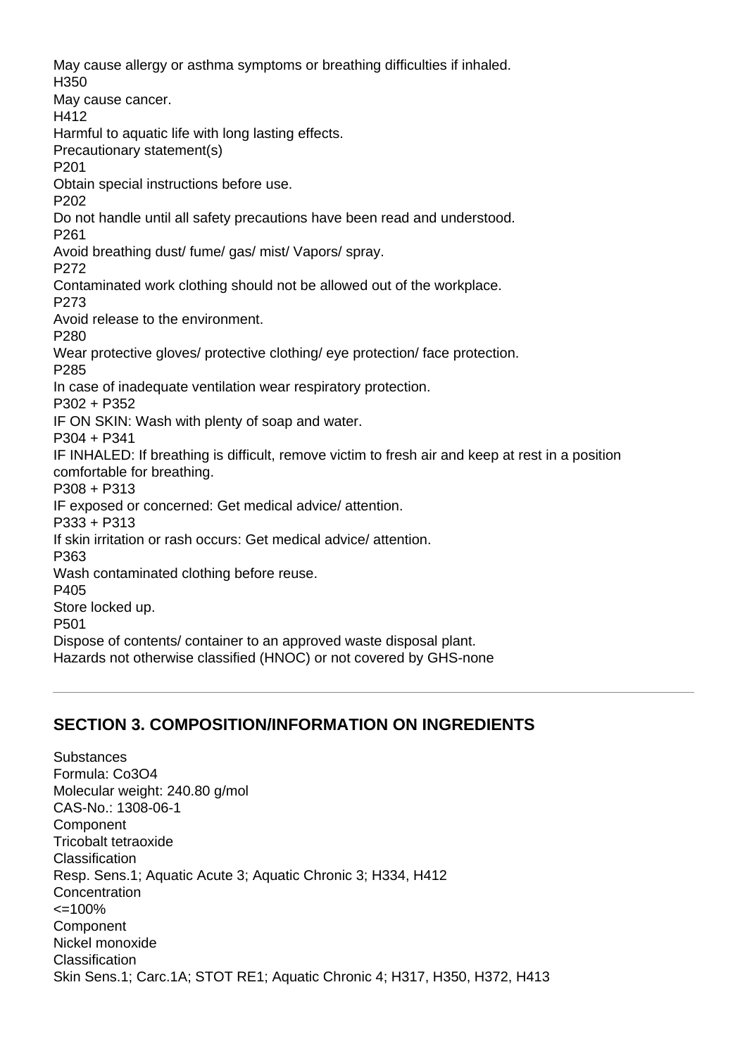May cause allergy or asthma symptoms or breathing difficulties if inhaled.
H350
May cause cancer.
H412
Harmful to aquatic life with long lasting effects.
Precautionary statement(s)
P201
Obtain special instructions before use.
P202
Do not handle until all safety precautions have been read and understood.
P261
Avoid breathing dust/ fume/ gas/ mist/ Vapors/ spray.
P272
Contaminated work clothing should not be allowed out of the workplace.
P273
Avoid release to the environment.
P280
Wear protective gloves/ protective clothing/ eye protection/ face protection.
P285
In case of inadequate ventilation wear respiratory protection.
P302 + P352
IF ON SKIN: Wash with plenty of soap and water.
P304 + P341
IF INHALED: If breathing is difficult, remove victim to fresh air and keep at rest in a position comfortable for breathing.
P308 + P313
IF exposed or concerned: Get medical advice/ attention.
P333 + P313
If skin irritation or rash occurs: Get medical advice/ attention.
P363
Wash contaminated clothing before reuse.
P405
Store locked up.
P501
Dispose of contents/ container to an approved waste disposal plant.
Hazards not otherwise classified (HNOC) or not covered by GHS-none

---

## SECTION 3. COMPOSITION/INFORMATION ON INGREDIENTS

Substances
Formula: $Co_3O_4$
Molecular weight: 240.80 g/mol
CAS-No.: 1308-06-1
Component
Tricobalt tetraoxide
Classification
Resp. Sens.1; Aquatic Acute 3; Aquatic Chronic 3; H334, H412
Concentration
<=100%
Component
Nickel monoxide
Classification
Skin Sens.1; Carc.1A; STOT RE1; Aquatic Chronic 4; H317, H350, H372, H413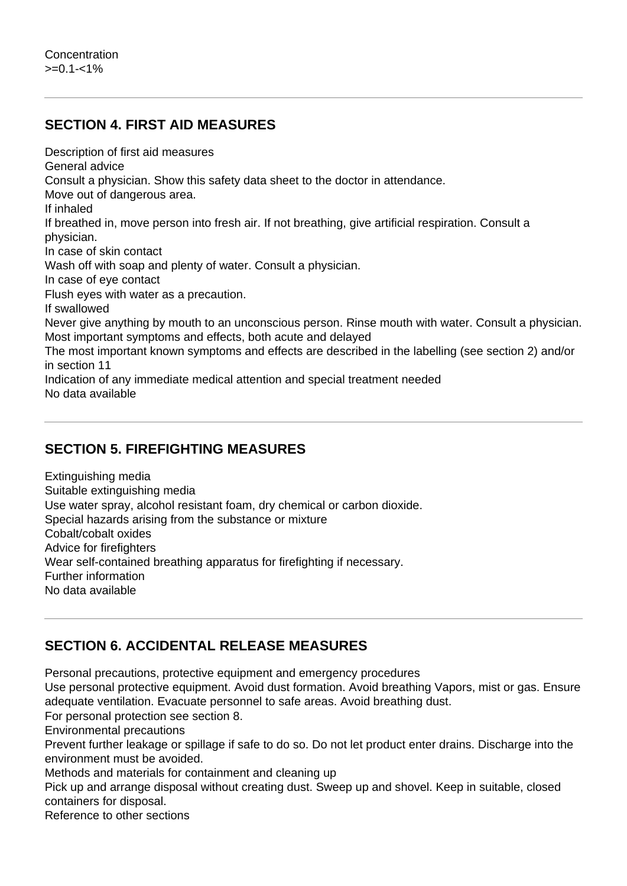Concentration
>=0.1-<1%

---

## SECTION 4. FIRST AID MEASURES

Description of first aid measures
General advice
Consult a physician. Show this safety data sheet to the doctor in attendance.
Move out of dangerous area.
If inhaled
If breathed in, move person into fresh air. If not breathing, give artificial respiration. Consult a physician.
In case of skin contact
Wash off with soap and plenty of water. Consult a physician.
In case of eye contact
Flush eyes with water as a precaution.
If swallowed
Never give anything by mouth to an unconscious person. Rinse mouth with water. Consult a physician.
Most important symptoms and effects, both acute and delayed
The most important known symptoms and effects are described in the labelling (see section 2) and/or in section 11
Indication of any immediate medical attention and special treatment needed
No data available

---

## SECTION 5. FIREFIGHTING MEASURES

Extinguishing media
Suitable extinguishing media
Use water spray, alcohol resistant foam, dry chemical or carbon dioxide.
Special hazards arising from the substance or mixture
Cobalt/cobalt oxides
Advice for firefighters
Wear self-contained breathing apparatus for firefighting if necessary.
Further information
No data available

---

## SECTION 6. ACCIDENTAL RELEASE MEASURES

Personal precautions, protective equipment and emergency procedures
Use personal protective equipment. Avoid dust formation. Avoid breathing Vapors, mist or gas. Ensure adequate ventilation. Evacuate personnel to safe areas. Avoid breathing dust.
For personal protection see section 8.
Environmental precautions
Prevent further leakage or spillage if safe to do so. Do not let product enter drains. Discharge into the environment must be avoided.
Methods and materials for containment and cleaning up
Pick up and arrange disposal without creating dust. Sweep up and shovel. Keep in suitable, closed containers for disposal.
Reference to other sections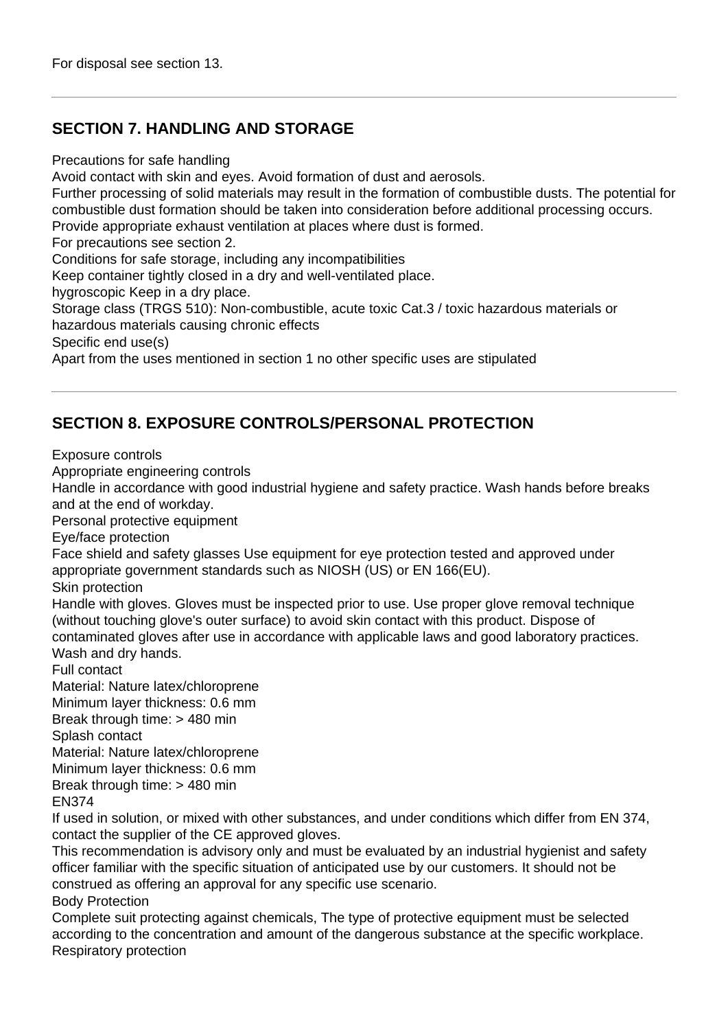For disposal see section 13.

---

## SECTION 7. HANDLING AND STORAGE

Precautions for safe handling

Avoid contact with skin and eyes. Avoid formation of dust and aerosols.

Further processing of solid materials may result in the formation of combustible dusts. The potential for combustible dust formation should be taken into consideration before additional processing occurs.

Provide appropriate exhaust ventilation at places where dust is formed.

For precautions see section 2.

Conditions for safe storage, including any incompatibilities

Keep container tightly closed in a dry and well-ventilated place.

hygroscopic Keep in a dry place.

Storage class (TRGS 510): Non-combustible, acute toxic Cat.3 / toxic hazardous materials or hazardous materials causing chronic effects

Specific end use(s)

Apart from the uses mentioned in section 1 no other specific uses are stipulated

---

## SECTION 8. EXPOSURE CONTROLS/PERSONAL PROTECTION

Exposure controls

Appropriate engineering controls

Handle in accordance with good industrial hygiene and safety practice. Wash hands before breaks and at the end of workday.

Personal protective equipment

Eye/face protection

Face shield and safety glasses Use equipment for eye protection tested and approved under appropriate government standards such as NIOSH (US) or EN 166(EU).

Skin protection

Handle with gloves. Gloves must be inspected prior to use. Use proper glove removal technique (without touching glove's outer surface) to avoid skin contact with this product. Dispose of contaminated gloves after use in accordance with applicable laws and good laboratory practices. Wash and dry hands.

Full contact

Material: Nature latex/chloroprene

Minimum layer thickness: 0.6 mm

Break through time: > 480 min

Splash contact

Material: Nature latex/chloroprene

Minimum layer thickness: 0.6 mm

Break through time: > 480 min

EN374

If used in solution, or mixed with other substances, and under conditions which differ from EN 374, contact the supplier of the CE approved gloves.

This recommendation is advisory only and must be evaluated by an industrial hygienist and safety officer familiar with the specific situation of anticipated use by our customers. It should not be construed as offering an approval for any specific use scenario.

Body Protection

Complete suit protecting against chemicals, The type of protective equipment must be selected according to the concentration and amount of the dangerous substance at the specific workplace.

Respiratory protection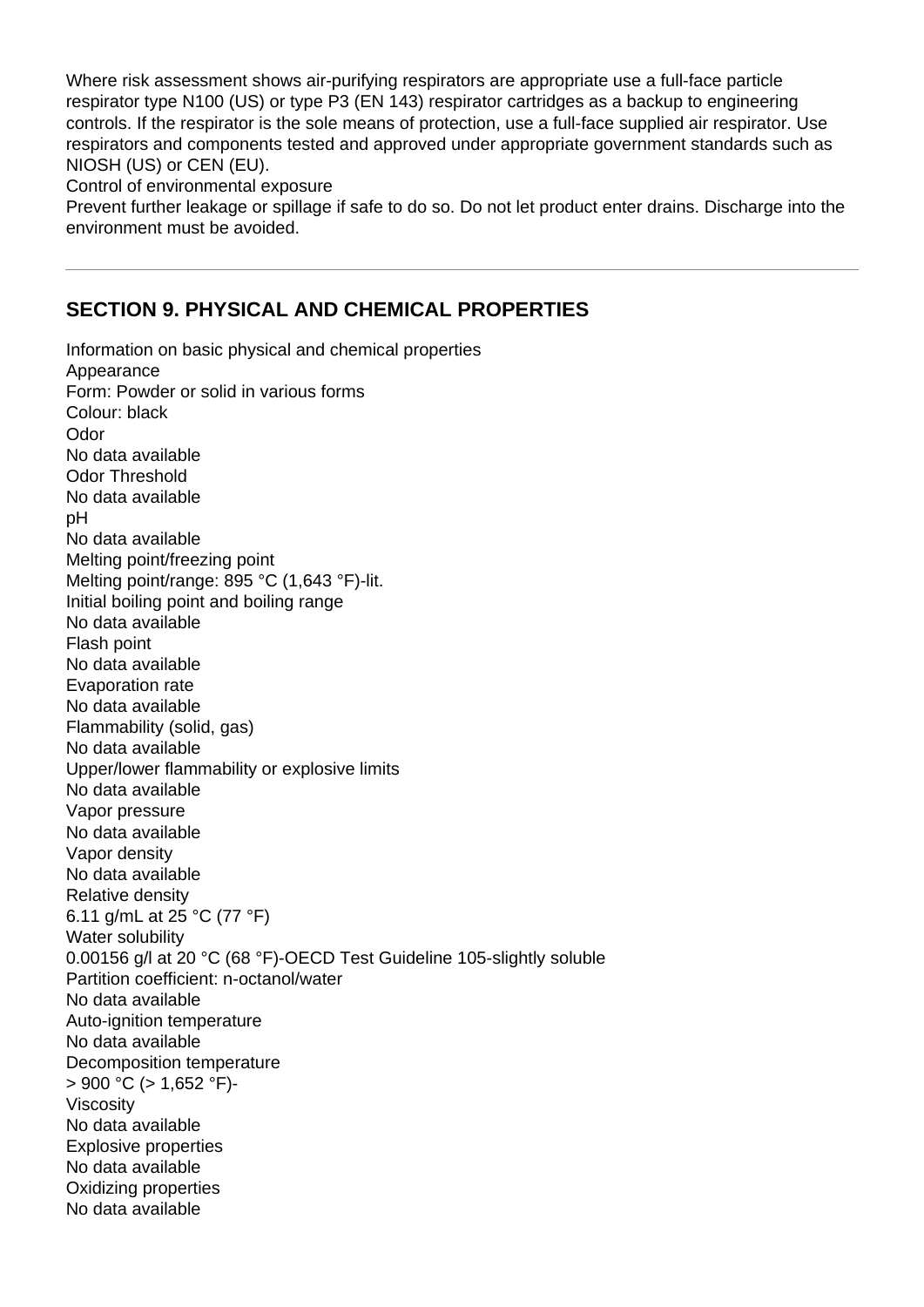Where risk assessment shows air-purifying respirators are appropriate use a full-face particle respirator type N100 (US) or type P3 (EN 143) respirator cartridges as a backup to engineering controls. If the respirator is the sole means of protection, use a full-face supplied air respirator. Use respirators and components tested and approved under appropriate government standards such as NIOSH (US) or CEN (EU).

Control of environmental exposure

Prevent further leakage or spillage if safe to do so. Do not let product enter drains. Discharge into the environment must be avoided.

---

## SECTION 9. PHYSICAL AND CHEMICAL PROPERTIES

Information on basic physical and chemical properties

Appearance

Form: Powder or solid in various forms

Colour: black

Odor

No data available

Odor Threshold

No data available

pH

No data available

Melting point/freezing point

Melting point/range: 895 °C (1,643 °F)-lit.

Initial boiling point and boiling range

No data available

Flash point

No data available

Evaporation rate

No data available

Flammability (solid, gas)

No data available

Upper/lower flammability or explosive limits

No data available

Vapor pressure

No data available

Vapor density

No data available

Relative density

6.11 g/mL at 25 °C (77 °F)

Water solubility

0.00156 g/l at 20 °C (68 °F)-OECD Test Guideline 105-slightly soluble

Partition coefficient: n-octanol/water

No data available

Auto-ignition temperature

No data available

Decomposition temperature

> 900 °C (> 1,652 °F)-

Viscosity

No data available

Explosive properties

No data available

Oxidizing properties

No data available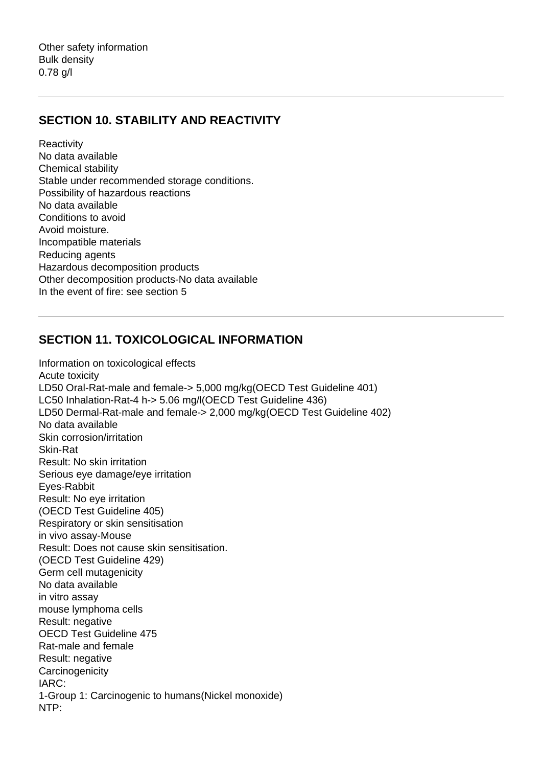Other safety information
Bulk density
0.78 g/l

---

## SECTION 10. STABILITY AND REACTIVITY

Reactivity
No data available
Chemical stability
Stable under recommended storage conditions.
Possibility of hazardous reactions
No data available
Conditions to avoid
Avoid moisture.
Incompatible materials
Reducing agents
Hazardous decomposition products
Other decomposition products-No data available
In the event of fire: see section 5

---

## SECTION 11. TOXICOLOGICAL INFORMATION

Information on toxicological effects
Acute toxicity
LD50 Oral-Rat-male and female-> 5,000 mg/kg(OECD Test Guideline 401)
LC50 Inhalation-Rat-4 h-> 5.06 mg/l(OECD Test Guideline 436)
LD50 Dermal-Rat-male and female-> 2,000 mg/kg(OECD Test Guideline 402)
No data available
Skin corrosion/irritation
Skin-Rat
Result: No skin irritation
Serious eye damage/eye irritation
Eyes-Rabbit
Result: No eye irritation
(OECD Test Guideline 405)
Respiratory or skin sensitisation
in vivo assay-Mouse
Result: Does not cause skin sensitisation.
(OECD Test Guideline 429)
Germ cell mutagenicity
No data available
in vitro assay
mouse lymphoma cells
Result: negative
OECD Test Guideline 475
Rat-male and female
Result: negative
Carcinogenicity
IARC:
1-Group 1: Carcinogenic to humans(Nickel monoxide)
NTP: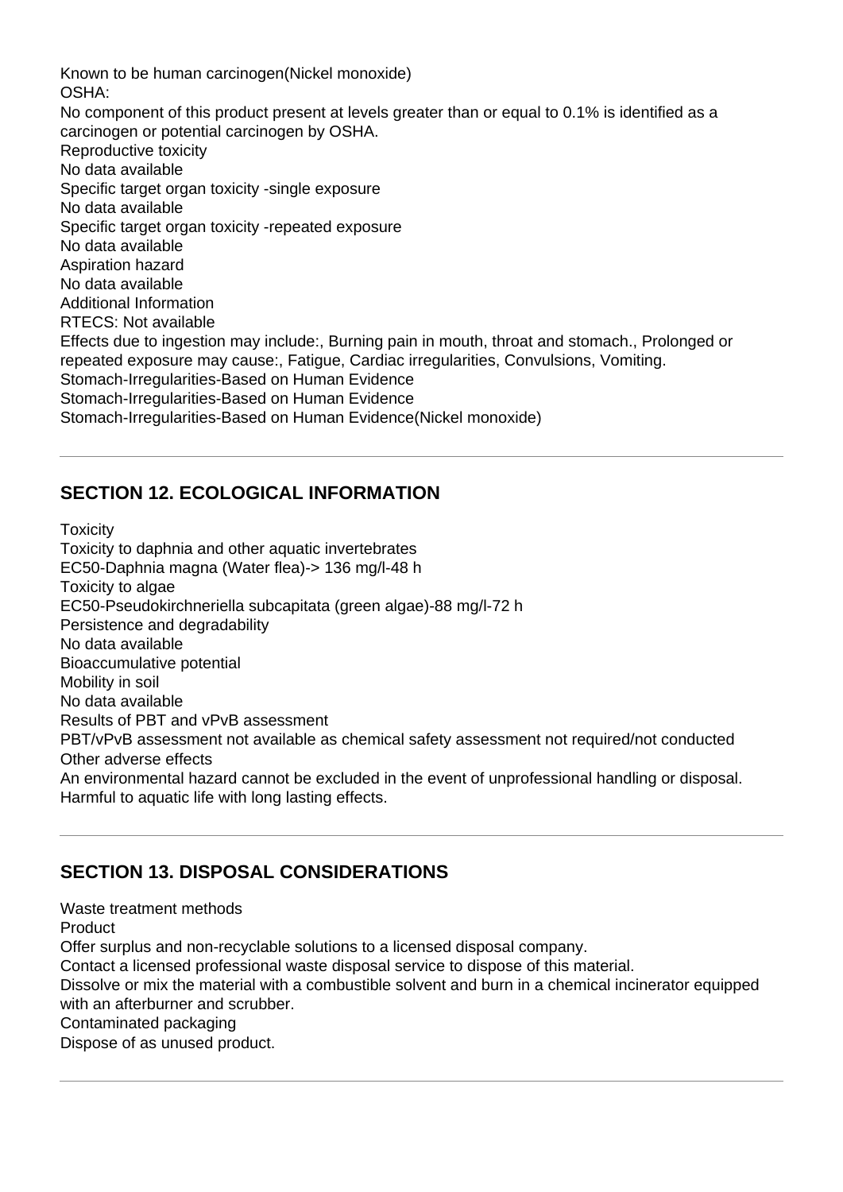Known to be human carcinogen(Nickel monoxide)
OSHA:
No component of this product present at levels greater than or equal to 0.1% is identified as a carcinogen or potential carcinogen by OSHA.
Reproductive toxicity
No data available
Specific target organ toxicity -single exposure
No data available
Specific target organ toxicity -repeated exposure
No data available
Aspiration hazard
No data available
Additional Information
RTECS: Not available
Effects due to ingestion may include:, Burning pain in mouth, throat and stomach., Prolonged or repeated exposure may cause:, Fatigue, Cardiac irregularities, Convulsions, Vomiting.
Stomach-Irregularities-Based on Human Evidence
Stomach-Irregularities-Based on Human Evidence
Stomach-Irregularities-Based on Human Evidence(Nickel monoxide)

## SECTION 12. ECOLOGICAL INFORMATION

Toxicity
Toxicity to daphnia and other aquatic invertebrates
EC50-Daphnia magna (Water flea)-> 136 mg/l-48 h
Toxicity to algae
EC50-Pseudokirchneriella subcapitata (green algae)-88 mg/l-72 h
Persistence and degradability
No data available
Bioaccumulative potential
Mobility in soil
No data available
Results of PBT and vPvB assessment
PBT/vPvB assessment not available as chemical safety assessment not required/not conducted
Other adverse effects
An environmental hazard cannot be excluded in the event of unprofessional handling or disposal.
Harmful to aquatic life with long lasting effects.

## SECTION 13. DISPOSAL CONSIDERATIONS

Waste treatment methods
Product
Offer surplus and non-recyclable solutions to a licensed disposal company.
Contact a licensed professional waste disposal service to dispose of this material.
Dissolve or mix the material with a combustible solvent and burn in a chemical incinerator equipped with an afterburner and scrubber.
Contaminated packaging
Dispose of as unused product.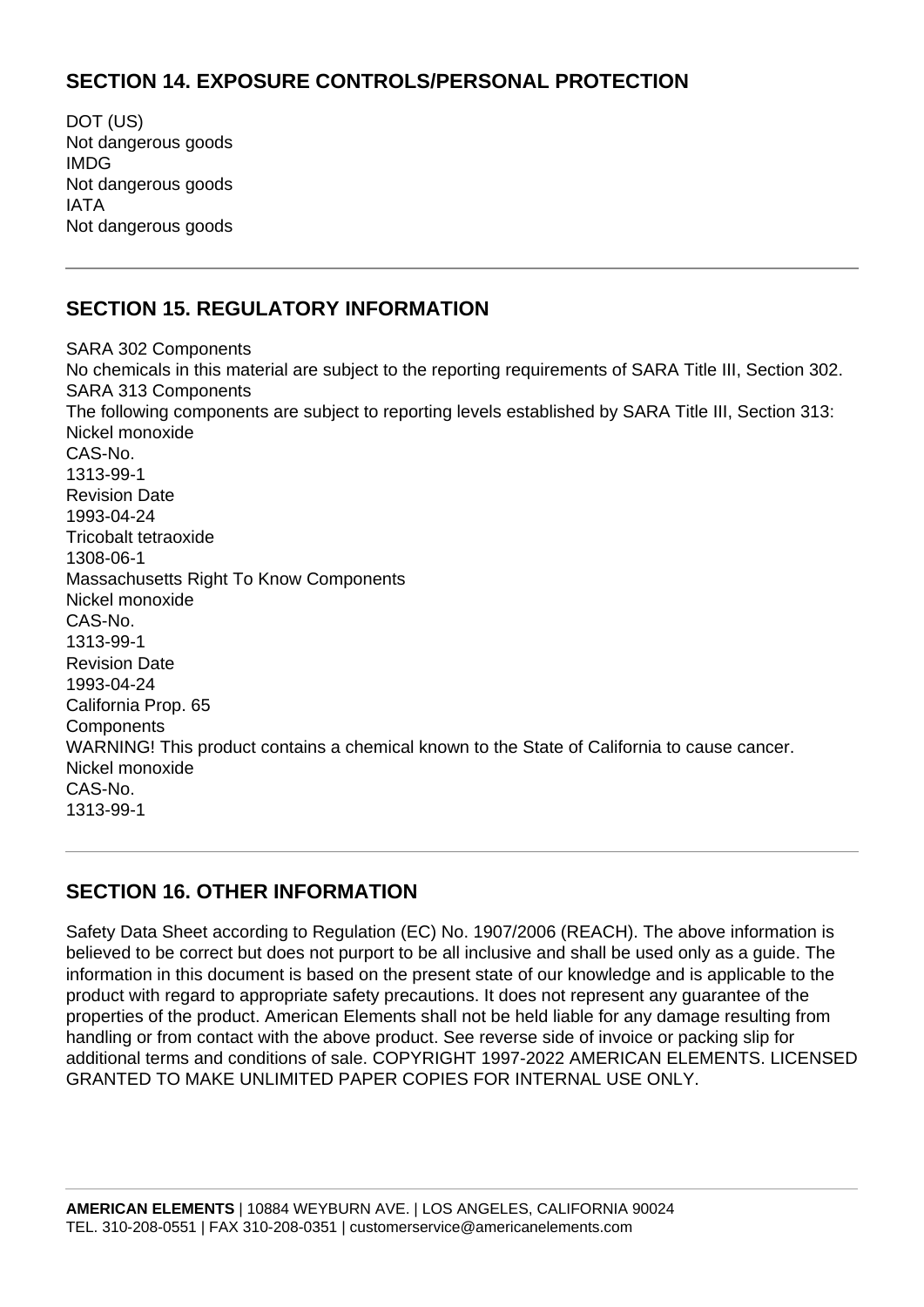## SECTION 14. EXPOSURE CONTROLS/PERSONAL PROTECTION

DOT (US)
Not dangerous goods
IMDG
Not dangerous goods
IATA
Not dangerous goods

## SECTION 15. REGULATORY INFORMATION

SARA 302 Components
No chemicals in this material are subject to the reporting requirements of SARA Title III, Section 302.
SARA 313 Components
The following components are subject to reporting levels established by SARA Title III, Section 313:
Nickel monoxide
CAS-No.
1313-99-1
Revision Date
1993-04-24
Tricobalt tetraoxide
1308-06-1
Massachusetts Right To Know Components
Nickel monoxide
CAS-No.
1313-99-1
Revision Date
1993-04-24
California Prop. 65
Components
WARNING! This product contains a chemical known to the State of California to cause cancer.
Nickel monoxide
CAS-No.
1313-99-1

## SECTION 16. OTHER INFORMATION

Safety Data Sheet according to Regulation (EC) No. 1907/2006 (REACH). The above information is believed to be correct but does not purport to be all inclusive and shall be used only as a guide. The information in this document is based on the present state of our knowledge and is applicable to the product with regard to appropriate safety precautions. It does not represent any guarantee of the properties of the product. American Elements shall not be held liable for any damage resulting from handling or from contact with the above product. See reverse side of invoice or packing slip for additional terms and conditions of sale. COPYRIGHT 1997-2022 AMERICAN ELEMENTS. LICENSED GRANTED TO MAKE UNLIMITED PAPER COPIES FOR INTERNAL USE ONLY.

**AMERICAN ELEMENTS** | 10884 WEYBURN AVE. | LOS ANGELES, CALIFORNIA 90024
TEL. 310-208-0551 | FAX 310-208-0351 | customerservice@americanelements.com